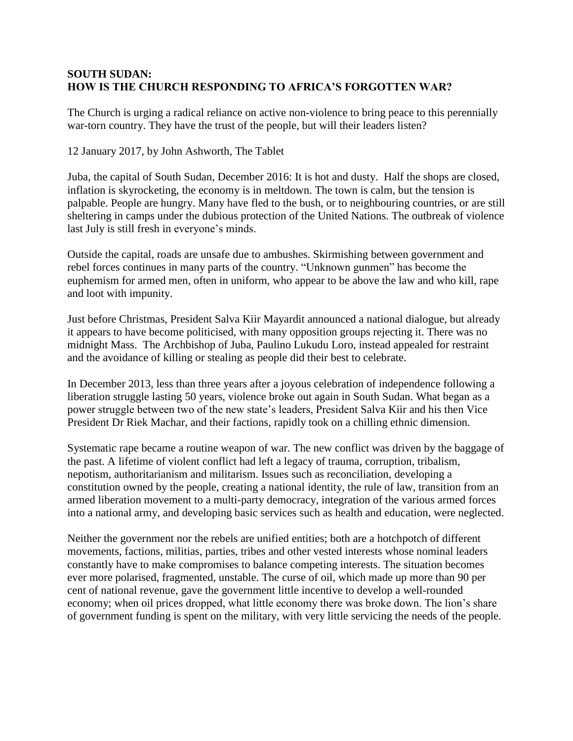**SOUTH SUDAN:**
**HOW IS THE CHURCH RESPONDING TO AFRICA'S FORGOTTEN WAR?**

The Church is urging a radical reliance on active non-violence to bring peace to this perennially war-torn country. They have the trust of the people, but will their leaders listen?

12 January 2017, by John Ashworth, The Tablet

Juba, the capital of South Sudan, December 2016: It is hot and dusty. Half the shops are closed, inflation is skyrocketing, the economy is in meltdown. The town is calm, but the tension is palpable. People are hungry. Many have fled to the bush, or to neighbouring countries, or are still sheltering in camps under the dubious protection of the United Nations. The outbreak of violence last July is still fresh in everyone's minds.

Outside the capital, roads are unsafe due to ambushes. Skirmishing between government and rebel forces continues in many parts of the country. "Unknown gunmen" has become the euphemism for armed men, often in uniform, who appear to be above the law and who kill, rape and loot with impunity.

Just before Christmas, President Salva Kiir Mayardit announced a national dialogue, but already it appears to have become politicised, with many opposition groups rejecting it. There was no midnight Mass. The Archbishop of Juba, Paulino Lukudu Loro, instead appealed for restraint and the avoidance of killing or stealing as people did their best to celebrate.

In December 2013, less than three years after a joyous celebration of independence following a liberation struggle lasting 50 years, violence broke out again in South Sudan. What began as a power struggle between two of the new state's leaders, President Salva Kiir and his then Vice President Dr Riek Machar, and their factions, rapidly took on a chilling ethnic dimension.

Systematic rape became a routine weapon of war. The new conflict was driven by the baggage of the past. A lifetime of violent conflict had left a legacy of trauma, corruption, tribalism, nepotism, authoritarianism and militarism. Issues such as reconciliation, developing a constitution owned by the people, creating a national identity, the rule of law, transition from an armed liberation movement to a multi-party democracy, integration of the various armed forces into a national army, and developing basic services such as health and education, were neglected.

Neither the government nor the rebels are unified entities; both are a hotchpotch of different movements, factions, militias, parties, tribes and other vested interests whose nominal leaders constantly have to make compromises to balance competing interests. The situation becomes ever more polarised, fragmented, unstable. The curse of oil, which made up more than 90 per cent of national revenue, gave the government little incentive to develop a well-rounded economy; when oil prices dropped, what little economy there was broke down. The lion's share of government funding is spent on the military, with very little servicing the needs of the people.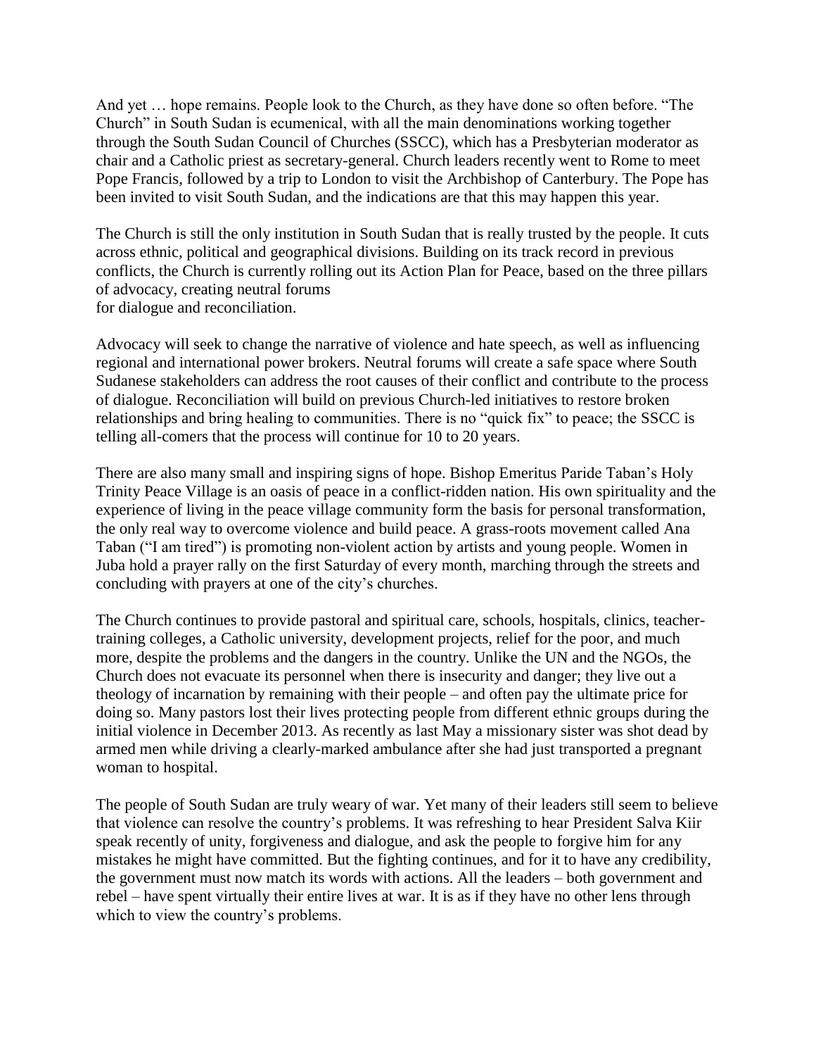And yet … hope remains. People look to the Church, as they have done so often before. "The Church" in South Sudan is ecumenical, with all the main denominations working together through the South Sudan Council of Churches (SSCC), which has a Presbyterian moderator as chair and a Catholic priest as secretary-general. Church leaders recently went to Rome to meet Pope Francis, followed by a trip to London to visit the Archbishop of Canterbury. The Pope has been invited to visit South Sudan, and the indications are that this may happen this year.

The Church is still the only institution in South Sudan that is really trusted by the people. It cuts across ethnic, political and geographical divisions. Building on its track record in previous conflicts, the Church is currently rolling out its Action Plan for Peace, based on the three pillars of advocacy, creating neutral forums for dialogue and reconciliation.

Advocacy will seek to change the narrative of violence and hate speech, as well as influencing regional and international power brokers. Neutral forums will create a safe space where South Sudanese stakeholders can address the root causes of their conflict and contribute to the process of dialogue. Reconciliation will build on previous Church-led initiatives to restore broken relationships and bring healing to communities. There is no "quick fix" to peace; the SSCC is telling all-comers that the process will continue for 10 to 20 years.

There are also many small and inspiring signs of hope. Bishop Emeritus Paride Taban's Holy Trinity Peace Village is an oasis of peace in a conflict-ridden nation. His own spirituality and the experience of living in the peace village community form the basis for personal transformation, the only real way to overcome violence and build peace. A grass-roots movement called Ana Taban ("I am tired") is promoting non-violent action by artists and young people. Women in Juba hold a prayer rally on the first Saturday of every month, marching through the streets and concluding with prayers at one of the city's churches.

The Church continues to provide pastoral and spiritual care, schools, hospitals, clinics, teacher-training colleges, a Catholic university, development projects, relief for the poor, and much more, despite the problems and the dangers in the country. Unlike the UN and the NGOs, the Church does not evacuate its personnel when there is insecurity and danger; they live out a theology of incarnation by remaining with their people – and often pay the ultimate price for doing so. Many pastors lost their lives protecting people from different ethnic groups during the initial violence in December 2013. As recently as last May a missionary sister was shot dead by armed men while driving a clearly-marked ambulance after she had just transported a pregnant woman to hospital.

The people of South Sudan are truly weary of war. Yet many of their leaders still seem to believe that violence can resolve the country's problems. It was refreshing to hear President Salva Kiir speak recently of unity, forgiveness and dialogue, and ask the people to forgive him for any mistakes he might have committed. But the fighting continues, and for it to have any credibility, the government must now match its words with actions. All the leaders – both government and rebel – have spent virtually their entire lives at war. It is as if they have no other lens through which to view the country's problems.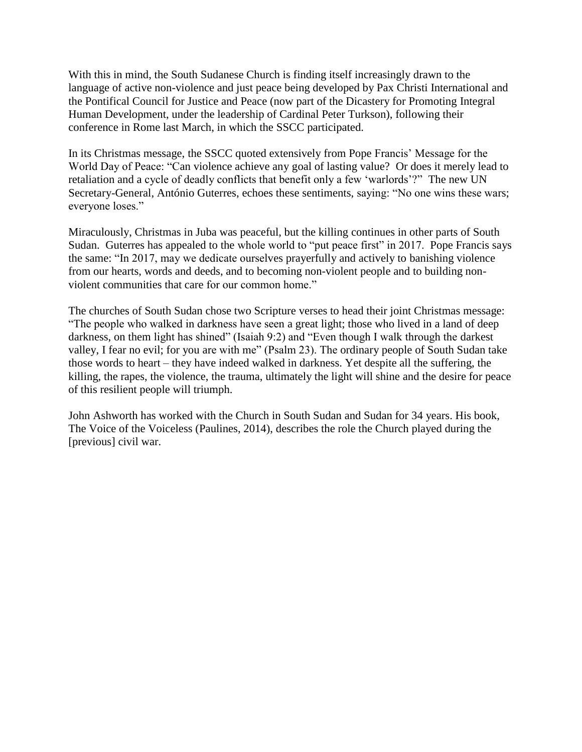With this in mind, the South Sudanese Church is finding itself increasingly drawn to the language of active non-violence and just peace being developed by Pax Christi International and the Pontifical Council for Justice and Peace (now part of the Dicastery for Promoting Integral Human Development, under the leadership of Cardinal Peter Turkson), following their conference in Rome last March, in which the SSCC participated.

In its Christmas message, the SSCC quoted extensively from Pope Francis' Message for the World Day of Peace: "Can violence achieve any goal of lasting value? Or does it merely lead to retaliation and a cycle of deadly conflicts that benefit only a few 'warlords'?" The new UN Secretary-General, António Guterres, echoes these sentiments, saying: "No one wins these wars; everyone loses."

Miraculously, Christmas in Juba was peaceful, but the killing continues in other parts of South Sudan. Guterres has appealed to the whole world to "put peace first" in 2017. Pope Francis says the same: "In 2017, may we dedicate ourselves prayerfully and actively to banishing violence from our hearts, words and deeds, and to becoming non-violent people and to building non-violent communities that care for our common home."

The churches of South Sudan chose two Scripture verses to head their joint Christmas message: "The people who walked in darkness have seen a great light; those who lived in a land of deep darkness, on them light has shined" (Isaiah 9:2) and "Even though I walk through the darkest valley, I fear no evil; for you are with me" (Psalm 23). The ordinary people of South Sudan take those words to heart – they have indeed walked in darkness. Yet despite all the suffering, the killing, the rapes, the violence, the trauma, ultimately the light will shine and the desire for peace of this resilient people will triumph.

John Ashworth has worked with the Church in South Sudan and Sudan for 34 years. His book, The Voice of the Voiceless (Paulines, 2014), describes the role the Church played during the [previous] civil war.